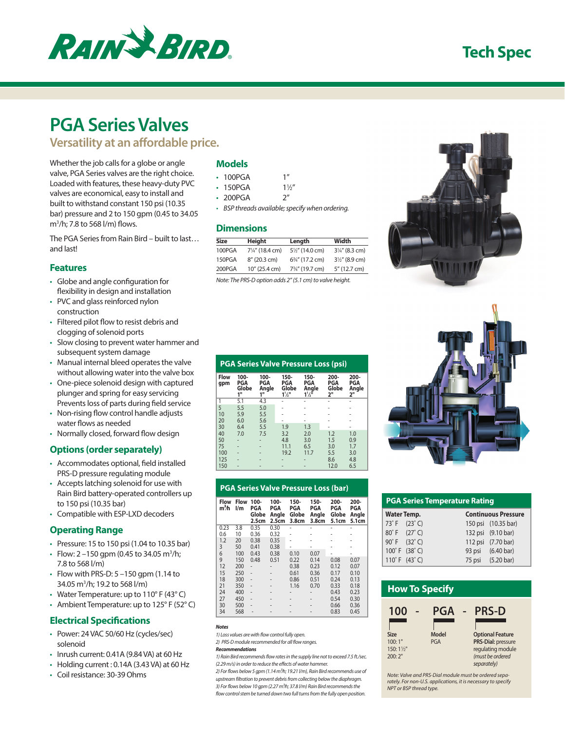# PGA Series Valves

## Versatility at an affordable price.

Whether the job calls for a globe or angle valve, PGA Series valves are the right choice. Loaded with features, these heavy-duty PVC valves are economical, easy to install and built to withstand constant 150 psi (10.35 bar) pressure and 2 to 150 gpm (0.45 to 34.05 $m^3/h$; 7.8 to 568 l/m) flows.

The PGA Series from Rain Bird – built to last… and last!

### Features

- Globe and angle configuration for flexibility in design and installation
- PVC and glass reinforced nylon construction
- Filtered pilot flow to resist debris and clogging of solenoid ports
- Slow closing to prevent water hammer and subsequent system damage
- Manual internal bleed operates the valve without allowing water into the valve box
- One-piece solenoid design with captured plunger and spring for easy servicing Prevents loss of parts during field service
- Non-rising flow control handle adjusts water flows as needed
- Normally closed, forward flow design

### Options (order separately)

- Accommodates optional, field installed PRS-D pressure regulating module
- Accepts latching solenoid for use with Rain Bird battery-operated controllers up to 150 psi (10.35 bar)
- Compatible with ESP-LXD decoders

### Operating Range

- Pressure: 15 to 150 psi (1.04 to 10.35 bar)
- Flow: 2 –150 gpm (0.45 to 34.05 $m^3/h$; 7.8 to 568 l/m)
- Flow with PRS-D: 5 –150 gpm (1.14 to 34.05 $m^3/h$; 19.2 to 568 l/m)
- Water Temperature: up to 110° F (43° C)
- Ambient Temperature: up to 125° F (52° C)

### Electrical Specifications

- Power: 24 VAC 50/60 Hz (cycles/sec) solenoid
- Inrush current: 0.41A (9.84 VA) at 60 Hz
- Holding current : 0.14A (3.43 VA) at 60 Hz
- Coil resistance: 30-39 Ohms

### Models

- 100PGA 1"
- 150PGA 1½"
- 200PGA 2"
- *BSP threads available; specify when ordering.*

### Dimensions

| Size | Height | Length | Width |
|---|---|---|---|
| 100PGA | 7¼" (18.4 cm) | 5½" (14.0 cm) | 3¼" (8.3 cm) |
| 150PGA | 8" (20.3 cm) | 6¾" (17.2 cm) | 3½" (8.9 cm) |
| 200PGA | 10" (25.4 cm) | 7¾" (19.7 cm) | 5" (12.7 cm) |

*Note: The PRS-D option adds 2" (5.1 cm) to valve height.*

### PGA Series Valve Pressure Loss (psi)

| Flow gpm | 100-PGA Globe 1" | 100-PGA Angle 1" | 150-PGA Globe 1½" | 150-PGA Angle 1½" | 200-PGA Globe 2" | 200-PGA Angle 2" |
|---|---|---|---|---|---|---|
| 1 | 5.1 | 4.3 | - | - | - | - |
| 5 | 5.5 | 5.0 | - | - | - | - |
| 10 | 5.9 | 5.5 | - | - | - | - |
| 20 | 6.0 | 5.6 | - | - | - | - |
| 30 | 6.4 | 5.5 | 1.9 | 1.3 | - | - |
| 40 | 7.0 | 7.5 | 3.2 | 2.0 | 1.2 | 1.0 |
| 50 | - | - | 4.8 | 3.0 | 1.5 | 0.9 |
| 75 | - | - | 11.1 | 6.5 | 3.0 | 1.7 |
| 100 | - | - | 19.2 | 11.7 | 5.5 | 3.0 |
| 125 | - | - | - | - | 8.6 | 4.8 |
| 150 | - | - | - | - | 12.0 | 6.5 |

### PGA Series Valve Pressure Loss (bar)

| Flow $m^3/h$ | Flow l/m | 100-PGA Globe 2.5cm | 100-PGA Angle 2.5cm | 150-PGA Globe 3.8cm | 150-PGA Angle 3.8cm | 200-PGA Globe 5.1cm | 200-PGA Angle 5.1cm |
|---|---|---|---|---|---|---|---|
| 0.23 | 3.8 | 0.35 | 0.30 | - | - | - | - |
| 0.6 | 10 | 0.36 | 0.32 | - | - | - | - |
| 1.2 | 20 | 0.38 | 0.35 | - | - | - | - |
| 3 | 50 | 0.41 | 0.38 | - | - | - | - |
| 6 | 100 | 0.43 | 0.38 | 0.10 | 0.07 | - | - |
| 9 | 150 | 0.48 | 0.51 | 0.22 | 0.14 | 0.08 | 0.07 |
| 12 | 200 | - | - | 0.38 | 0.23 | 0.12 | 0.07 |
| 15 | 250 | - | - | 0.61 | 0.36 | 0.17 | 0.10 |
| 18 | 300 | - | - | 0.86 | 0.51 | 0.24 | 0.13 |
| 21 | 350 | - | - | 1.16 | 0.70 | 0.33 | 0.18 |
| 24 | 400 | - | - | - | - | 0.43 | 0.23 |
| 27 | 450 | - | - | - | - | 0.54 | 0.30 |
| 30 | 500 | - | - | - | - | 0.66 | 0.36 |
| 34 | 568 | - | - | - | - | 0.83 | 0.45 |

***Notes***

*1) Loss values are with flow control fully open.*

*2) PRS-D module recommended for all flow ranges.*

***Recommendations***

*1) Rain Bird recommends flow rates in the supply line not to exceed 7.5 ft./sec. (2.29 m/s) in order to reduce the effects of water hammer.*

*2) For flows below 5 gpm (1.14 $m^3/h$; 19.21 l/m), Rain Bird recommends use of upstream filtration to prevent debris from collecting below the diaphragm.*

*3) For flows below 10 gpm (2.27 $m^3/h$; 37.8 l/m) Rain Bird recommends the flow control stem be turned down two full turns from the fully open position.*

### PGA Series Temperature Rating

| Water Temp. | Continuous Pressure |
|---|---|
| 73˚ F (23˚ C) | 150 psi (10.35 bar) |
| 80˚ F (27˚ C) | 132 psi (9.10 bar) |
| 90˚ F (32˚ C) | 112 psi (7.70 bar) |
| 100˚ F (38˚ C) | 93 psi (6.40 bar) |
| 110˚ F (43˚ C) | 75 psi (5.20 bar) |

### How To Specify

**100 - PGA - PRS-D**

- **Size**: 100: 1"; 150: 1½"; 200: 2"
- **Model**: PGA
- **Optional Feature**: **PRS-Dial:** pressure regulating module *(must be ordered separately)*

*Note: Valve and PRS-Dial module must be ordered separately. For non-U.S. applications, it is necessary to specify NPT or BSP thread type.*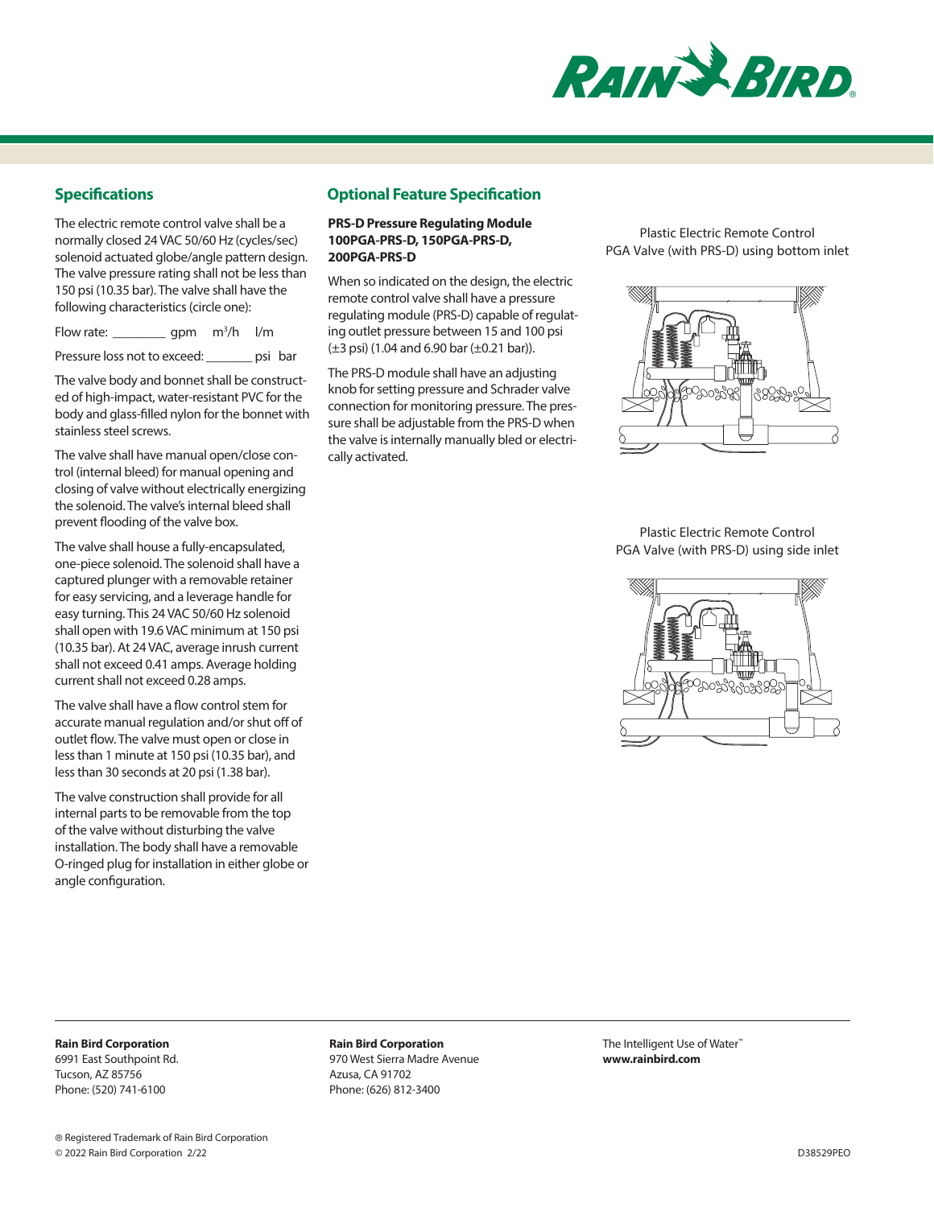## Specifications

The electric remote control valve shall be a normally closed 24 VAC 50/60 Hz (cycles/sec) solenoid actuated globe/angle pattern design. The valve pressure rating shall not be less than 150 psi (10.35 bar). The valve shall have the following characteristics (circle one):

Flow rate: ________ gpm  $m^3/h$  l/m

Pressure loss not to exceed: _______ psi  bar

The valve body and bonnet shall be constructed of high-impact, water-resistant PVC for the body and glass-filled nylon for the bonnet with stainless steel screws.

The valve shall have manual open/close control (internal bleed) for manual opening and closing of valve without electrically energizing the solenoid. The valve's internal bleed shall prevent flooding of the valve box.

The valve shall house a fully-encapsulated, one-piece solenoid. The solenoid shall have a captured plunger with a removable retainer for easy servicing, and a leverage handle for easy turning. This 24 VAC 50/60 Hz solenoid shall open with 19.6 VAC minimum at 150 psi (10.35 bar). At 24 VAC, average inrush current shall not exceed 0.41 amps. Average holding current shall not exceed 0.28 amps.

The valve shall have a flow control stem for accurate manual regulation and/or shut off of outlet flow. The valve must open or close in less than 1 minute at 150 psi (10.35 bar), and less than 30 seconds at 20 psi (1.38 bar).

The valve construction shall provide for all internal parts to be removable from the top of the valve without disturbing the valve installation. The body shall have a removable O-ringed plug for installation in either globe or angle configuration.

## Optional Feature Specification

**PRS-D Pressure Regulating Module 100PGA-PRS-D, 150PGA-PRS-D, 200PGA-PRS-D**

When so indicated on the design, the electric remote control valve shall have a pressure regulating module (PRS-D) capable of regulating outlet pressure between 15 and 100 psi (±3 psi) (1.04 and 6.90 bar (±0.21 bar)).

The PRS-D module shall have an adjusting knob for setting pressure and Schrader valve connection for monitoring pressure. The pressure shall be adjustable from the PRS-D when the valve is internally manually bled or electrically activated.

Plastic Electric Remote Control PGA Valve (with PRS-D) using bottom inlet

Plastic Electric Remote Control PGA Valve (with PRS-D) using side inlet

**Rain Bird Corporation**
6991 East Southpoint Rd.
Tucson, AZ 85756
Phone: (520) 741-6100

**Rain Bird Corporation**
970 West Sierra Madre Avenue
Azusa, CA 91702
Phone: (626) 812-3400

The Intelligent Use of Water™
**www.rainbird.com**

® Registered Trademark of Rain Bird Corporation
© 2022 Rain Bird Corporation 2/22

D38529PEO